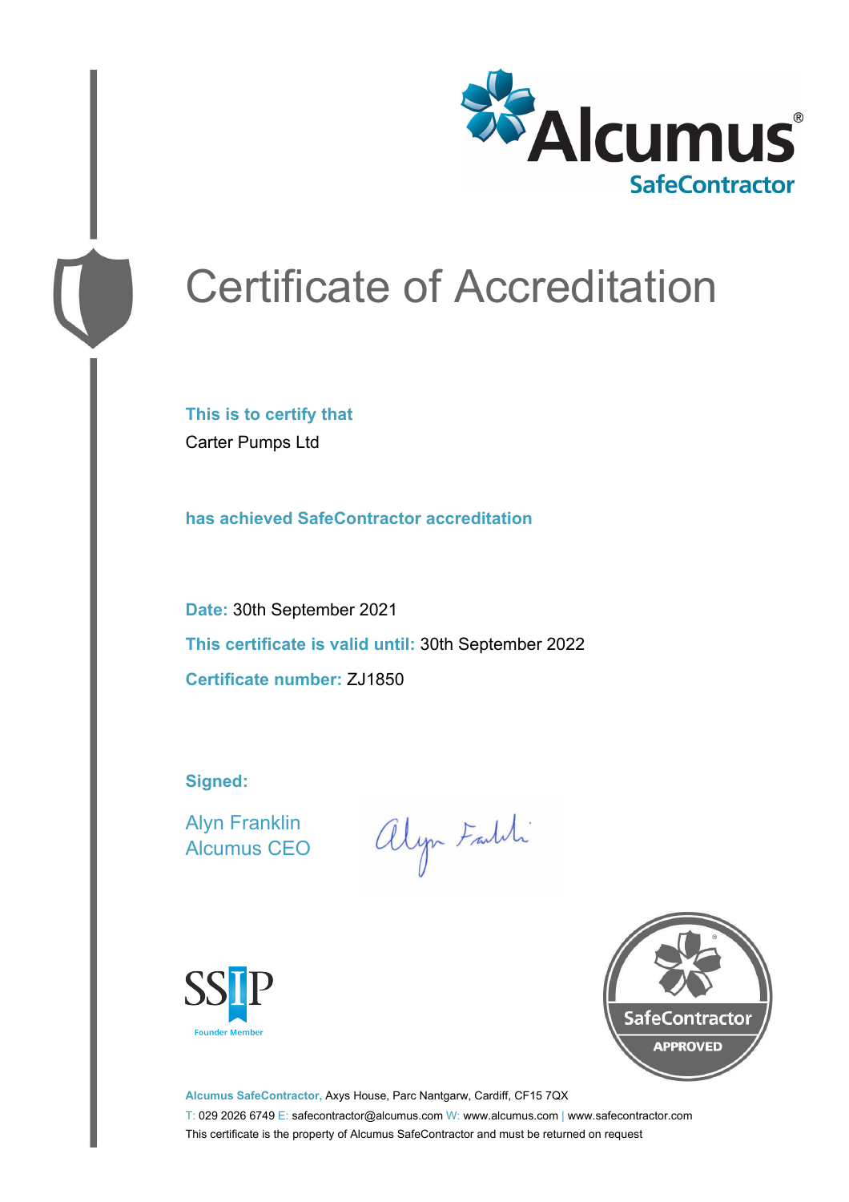Alcumus®
SafeContractor

# Certificate of Accreditation

**This is to certify that**

Carter Pumps Ltd

**has achieved SafeContractor accreditation**

**Date:** 30th September 2021

**This certificate is valid until:** 30th September 2022

**Certificate number:** ZJ1850

**Signed:**

Alyn Franklin
Alcumus CEO

SSIP
Founder Member

SafeContractor
APPROVED

**Alcumus SafeContractor,** Axys House, Parc Nantgarw, Cardiff, CF15 7QX
T: 029 2026 6749 E: safecontractor@alcumus.com W: www.alcumus.com | www.safecontractor.com
This certificate is the property of Alcumus SafeContractor and must be returned on request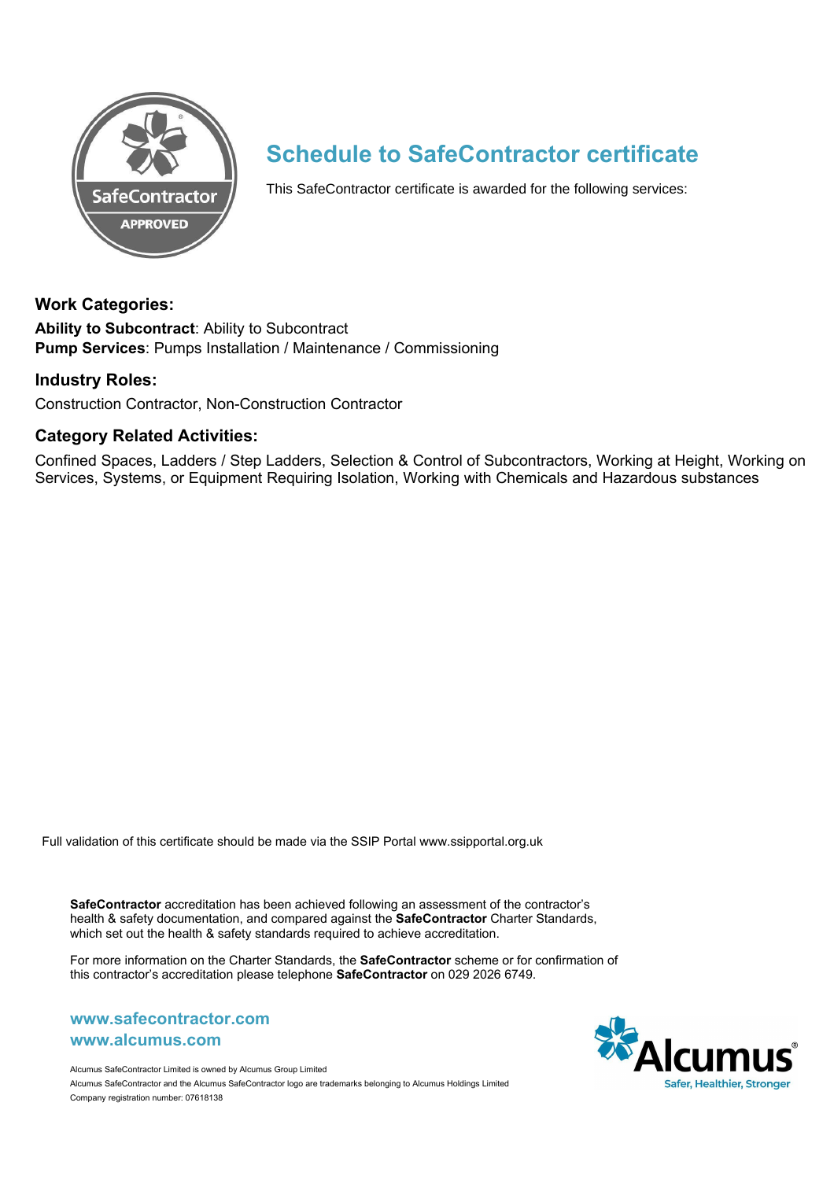# Schedule to SafeContractor certificate

This SafeContractor certificate is awarded for the following services:

### Work Categories:

**Ability to Subcontract**: Ability to Subcontract
**Pump Services**: Pumps Installation / Maintenance / Commissioning

### Industry Roles:

Construction Contractor, Non-Construction Contractor

### Category Related Activities:

Confined Spaces, Ladders / Step Ladders, Selection & Control of Subcontractors, Working at Height, Working on Services, Systems, or Equipment Requiring Isolation, Working with Chemicals and Hazardous substances

Full validation of this certificate should be made via the SSIP Portal www.ssipportal.org.uk

**SafeContractor** accreditation has been achieved following an assessment of the contractor's health & safety documentation, and compared against the **SafeContractor** Charter Standards, which set out the health & safety standards required to achieve accreditation.

For more information on the Charter Standards, the **SafeContractor** scheme or for confirmation of this contractor's accreditation please telephone **SafeContractor** on 029 2026 6749.

**www.safecontractor.com**
**www.alcumus.com**

Alcumus SafeContractor Limited is owned by Alcumus Group Limited
Alcumus SafeContractor and the Alcumus SafeContractor logo are trademarks belonging to Alcumus Holdings Limited
Company registration number: 07618138

Alcumus®
Safer, Healthier, Stronger